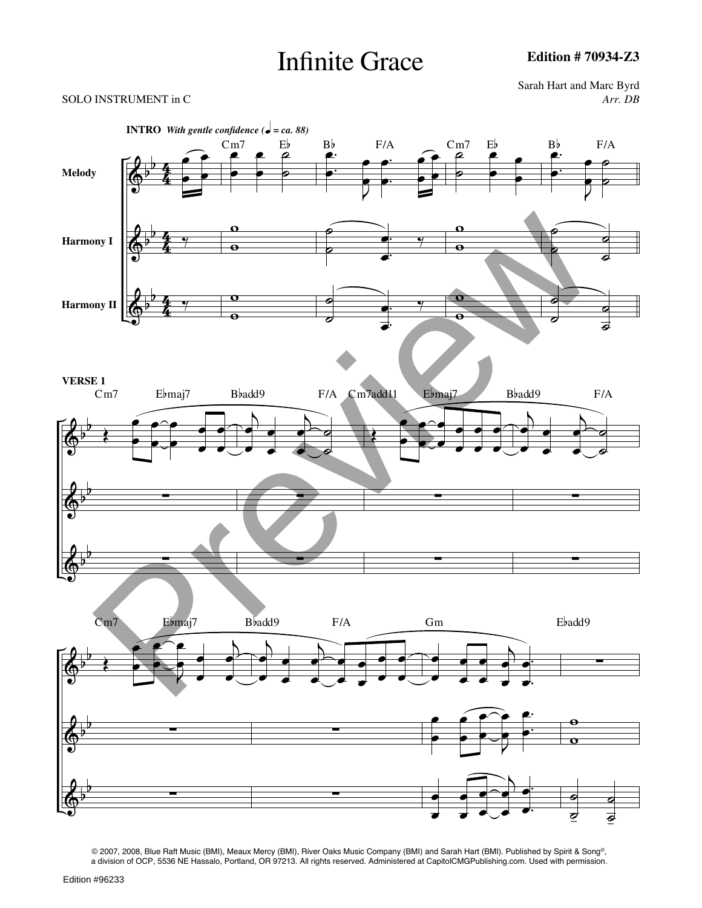# Infinite Grace

**Edition # 70934-Z3**

Sarah Hart and Marc Byrd
*Arr. DB*

SOLO INSTRUMENT in C

**INTRO** ***With gentle confidence (♩ = ca. 88)***

Cm7 E♭ B♭ F/A Cm7 E♭ B♭ F/A

Melody

Harmony I

Harmony II

**VERSE 1**

Cm7 E♭maj7 B♭add9 F/A Cm7add11 E♭maj7 B♭add9 F/A

Cm7 E♭maj7 B♭add9 F/A Gm E♭add9

© 2007, 2008, Blue Raft Music (BMI), Meaux Mercy (BMI), River Oaks Music Company (BMI) and Sarah Hart (BMI). Published by Spirit & Song®, a division of OCP, 5536 NE Hassalo, Portland, OR 97213. All rights reserved. Administered at CapitolCMGPublishing.com. Used with permission.

Edition #96233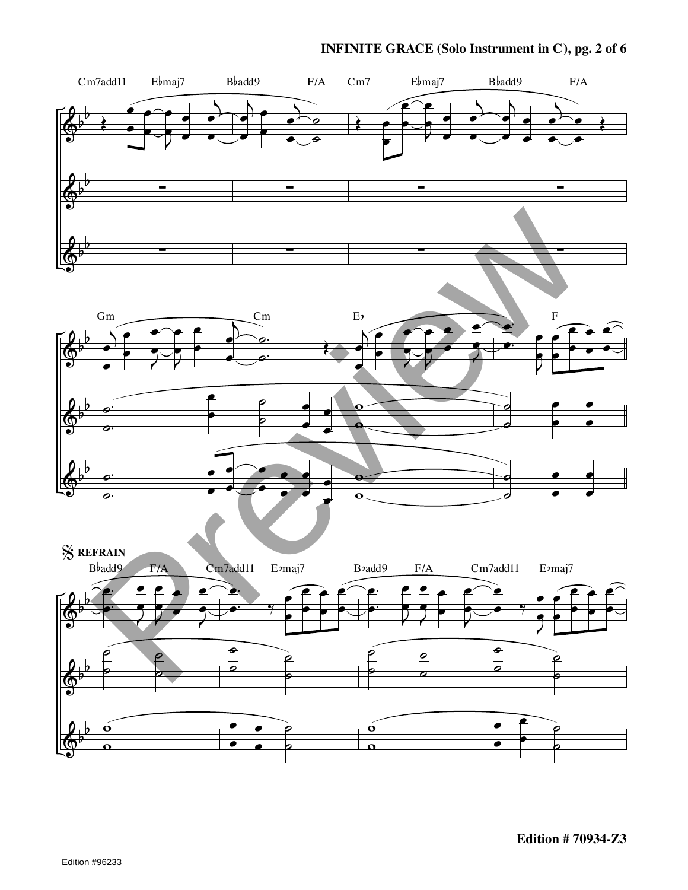Cm7add11 E♭maj7 B♭add9 F/A Cm7 E♭maj7 B♭add9 F/A

Gm Cm E♭ F

𝄋 **REFRAIN**

B♭add9 F/A Cm7add11 E♭maj7 B♭add9 F/A Cm7add11 E♭maj7

**Edition # 70934-Z3**

Edition #96233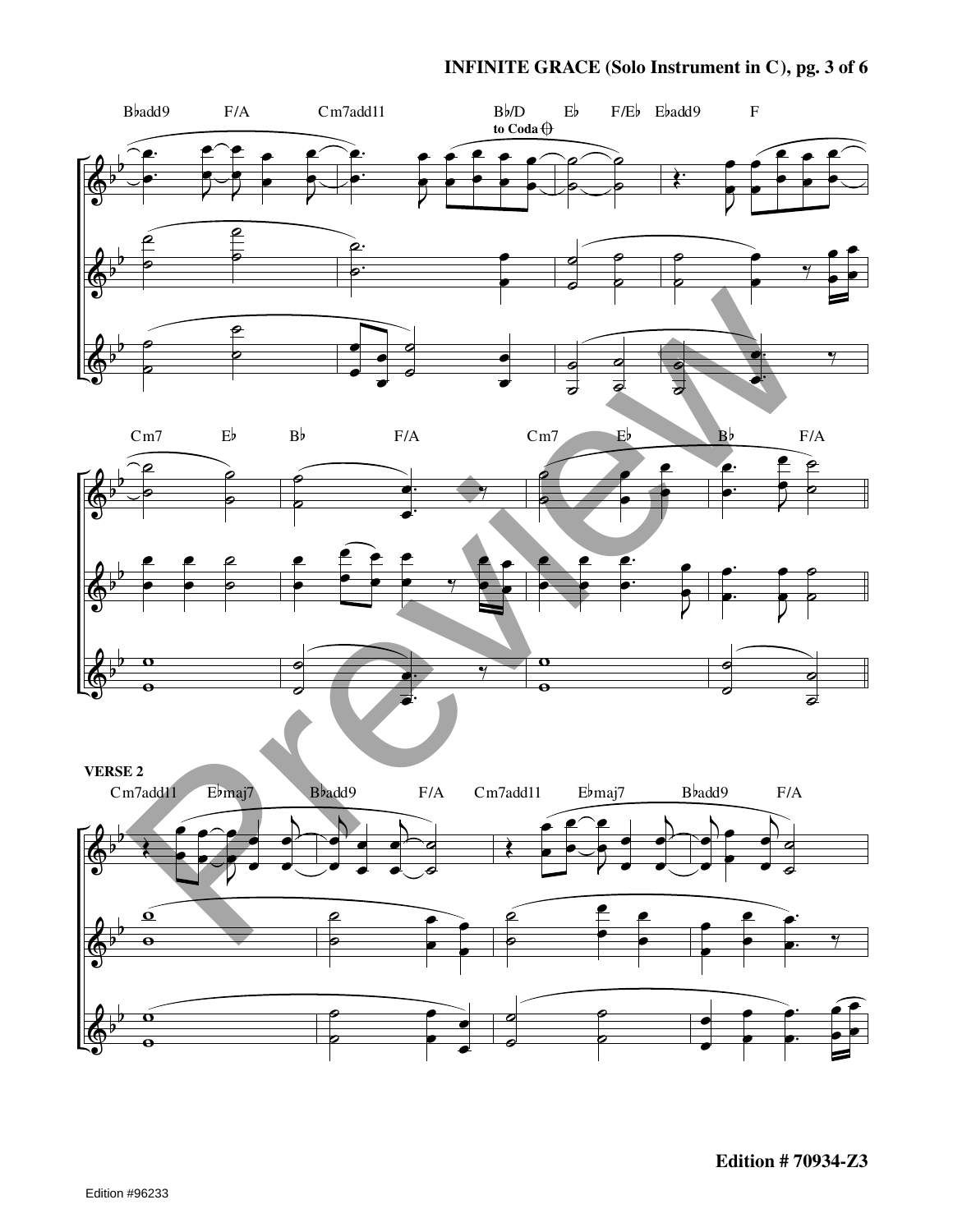B♭add9 F/A Cm7add11 B♭/D E♭ F/E♭ E♭add9 F

to Coda

Cm7 E♭ B♭ F/A Cm7 E♭ B♭ F/A

**VERSE 2**

Cm7add11 E♭maj7 B♭add9 F/A Cm7add11 E♭maj7 B♭add9 F/A

**Edition # 70934-Z3**

Edition #96233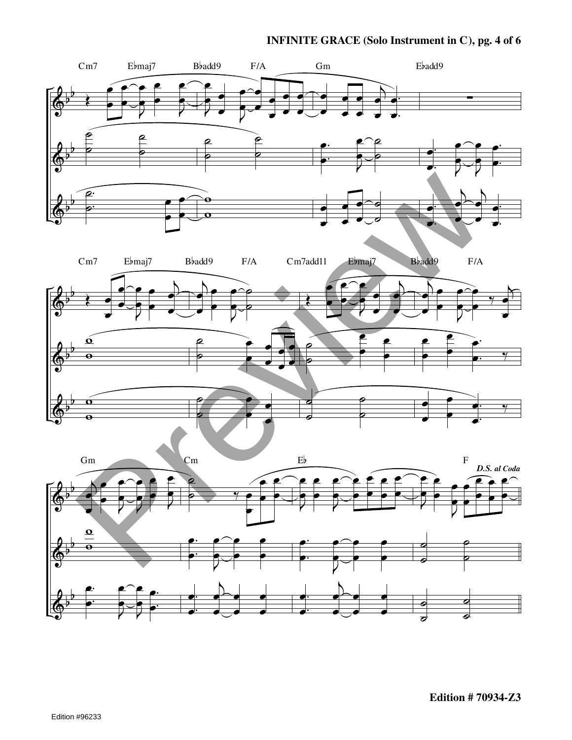**INFINITE GRACE (Solo Instrument in C), pg. 4 of 6**

Cm7 E♭maj7 B♭add9 F/A Gm E♭add9

Cm7 E♭maj7 B♭add9 F/A Cm7add11 E♭maj7 B♭add9 F/A

Gm Cm E♭ F

***D.S. al Coda***

**Edition # 70934-Z3**

Edition #96233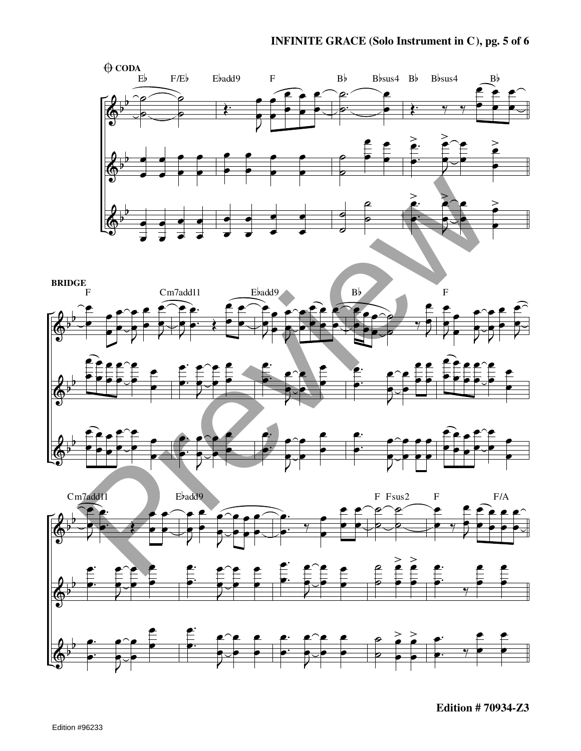CODA

Eb F/Eb Ebadd9 F Bb Bbsus4 Bb Bbsus4 Bb

BRIDGE

F Cm7add11 Ebadd9 Bb F

Cm7add11 Ebadd9 F Fsus2 F F/A

Edition # 70934-Z3

Edition #96233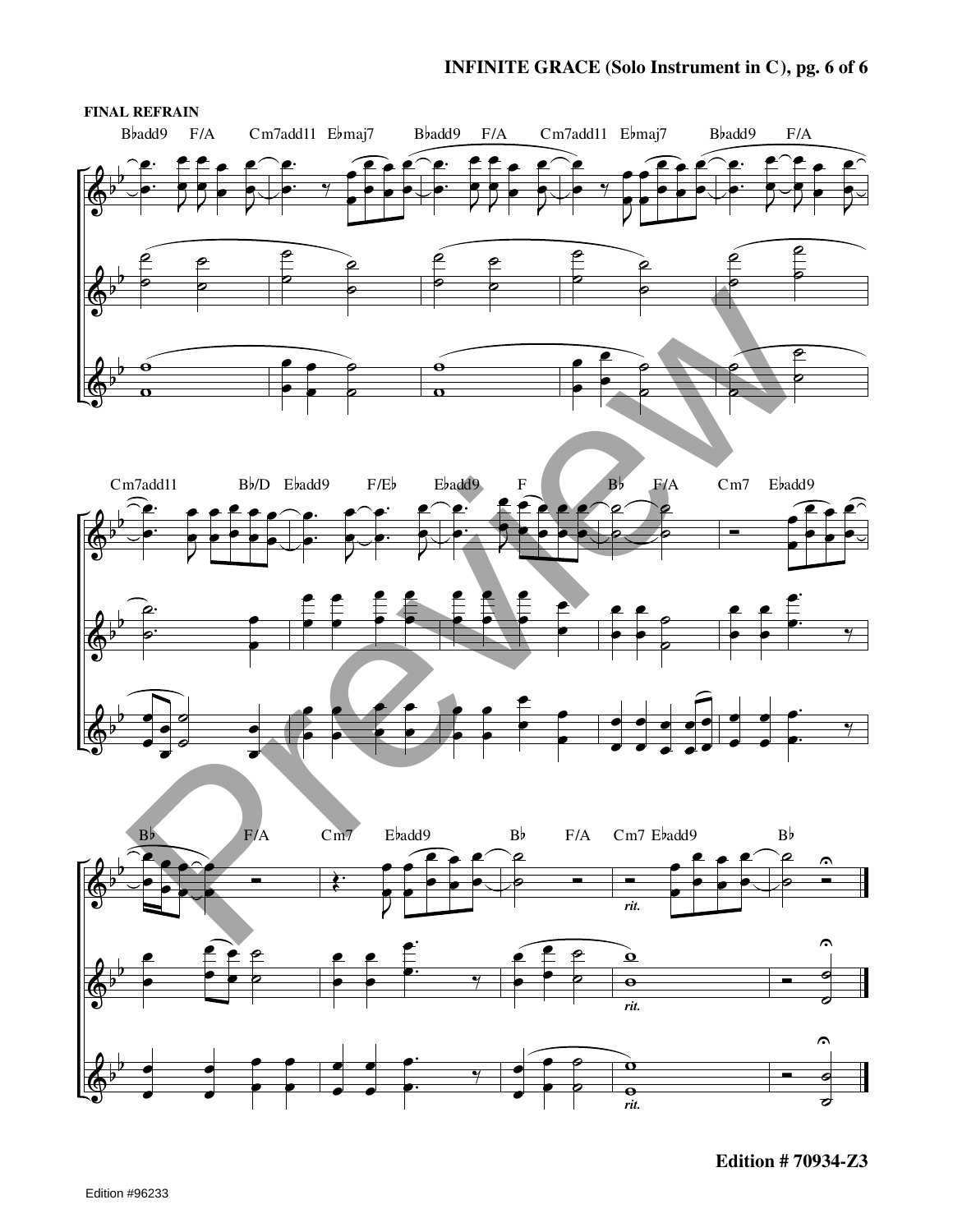**FINAL REFRAIN**

B♭add9 F/A Cm7add11 E♭maj7 B♭add9 F/A Cm7add11 E♭maj7 B♭add9 F/A

Cm7add11 B♭/D E♭add9 F/E♭ E♭add9 F B♭ F/A Cm7 E♭add9

B♭ F/A Cm7 E♭add9 B♭ F/A Cm7 E♭add9 B♭

*rit.*

Edition # 70934-Z3

Edition #96233